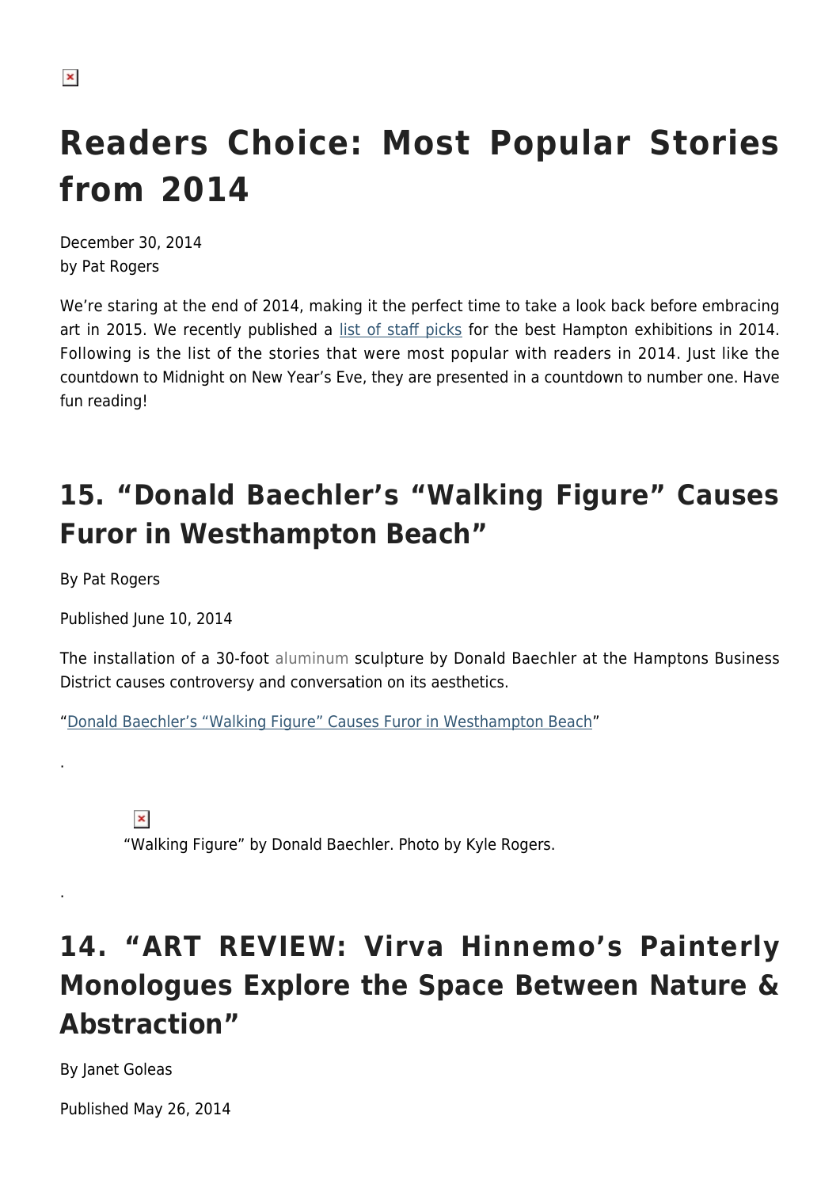# Readers Choice: Most Popular Stories from 2014

December 30, 2014
by Pat Rogers

We're staring at the end of 2014, making it the perfect time to take a look back before embracing art in 2015. We recently published a list of staff picks for the best Hampton exhibitions in 2014. Following is the list of the stories that were most popular with readers in 2014. Just like the countdown to Midnight on New Year's Eve, they are presented in a countdown to number one. Have fun reading!

## 15. "Donald Baechler's "Walking Figure" Causes Furor in Westhampton Beach"

By Pat Rogers

Published June 10, 2014

The installation of a 30-foot aluminum sculpture by Donald Baechler at the Hamptons Business District causes controversy and conversation on its aesthetics.

"Donald Baechler's "Walking Figure" Causes Furor in Westhampton Beach"

.

"Walking Figure" by Donald Baechler. Photo by Kyle Rogers.

.

## 14. "ART REVIEW: Virva Hinnemo's Painterly Monologues Explore the Space Between Nature & Abstraction"

By Janet Goleas

Published May 26, 2014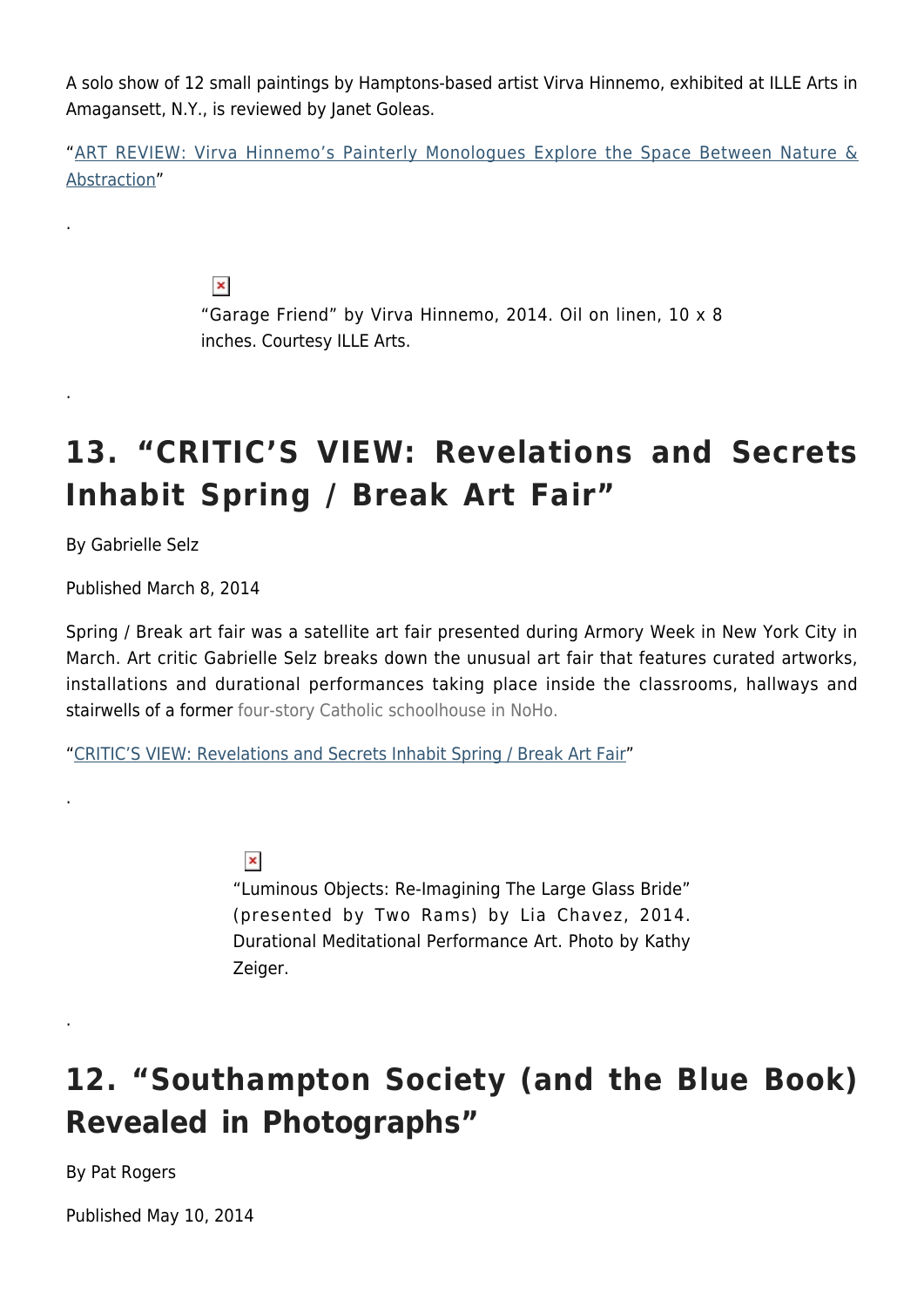A solo show of 12 small paintings by Hamptons-based artist Virva Hinnemo, exhibited at ILLE Arts in Amagansett, N.Y., is reviewed by Janet Goleas.

"ART REVIEW: Virva Hinnemo's Painterly Monologues Explore the Space Between Nature & Abstraction"

.

"Garage Friend" by Virva Hinnemo, 2014. Oil on linen, 10 x 8 inches. Courtesy ILLE Arts.

.

## 13. "CRITIC'S VIEW: Revelations and Secrets Inhabit Spring / Break Art Fair"

By Gabrielle Selz

Published March 8, 2014

Spring / Break art fair was a satellite art fair presented during Armory Week in New York City in March. Art critic Gabrielle Selz breaks down the unusual art fair that features curated artworks, installations and durational performances taking place inside the classrooms, hallways and stairwells of a former four-story Catholic schoolhouse in NoHo.

"CRITIC'S VIEW: Revelations and Secrets Inhabit Spring / Break Art Fair"

.

"Luminous Objects: Re-Imagining The Large Glass Bride" (presented by Two Rams) by Lia Chavez, 2014. Durational Meditational Performance Art. Photo by Kathy Zeiger.

.

## 12. "Southampton Society (and the Blue Book) Revealed in Photographs"

By Pat Rogers

Published May 10, 2014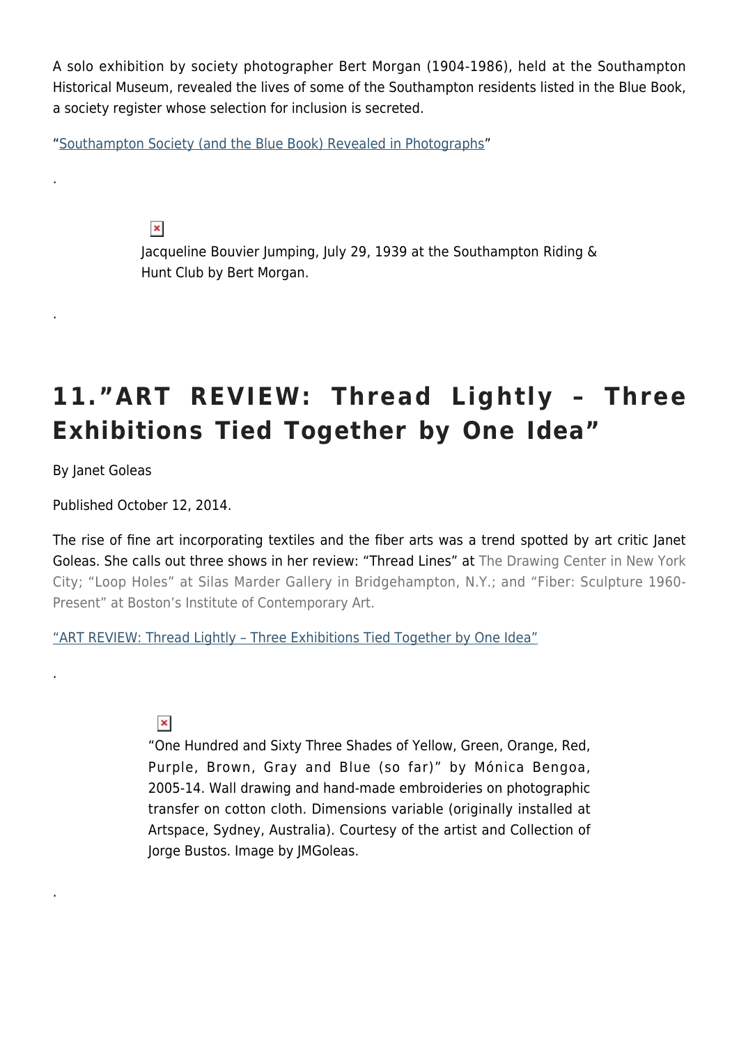A solo exhibition by society photographer Bert Morgan (1904-1986), held at the Southampton Historical Museum, revealed the lives of some of the Southampton residents listed in the Blue Book, a society register whose selection for inclusion is secreted.

"Southampton Society (and the Blue Book) Revealed in Photographs"

.

Jacqueline Bouvier Jumping, July 29, 1939 at the Southampton Riding & Hunt Club by Bert Morgan.

.

## 11."ART REVIEW: Thread Lightly – Three Exhibitions Tied Together by One Idea"

By Janet Goleas

Published October 12, 2014.

The rise of fine art incorporating textiles and the fiber arts was a trend spotted by art critic Janet Goleas. She calls out three shows in her review: "Thread Lines" at The Drawing Center in New York City; "Loop Holes" at Silas Marder Gallery in Bridgehampton, N.Y.; and "Fiber: Sculpture 1960-Present" at Boston's Institute of Contemporary Art.

"ART REVIEW: Thread Lightly – Three Exhibitions Tied Together by One Idea"

.

"One Hundred and Sixty Three Shades of Yellow, Green, Orange, Red, Purple, Brown, Gray and Blue (so far)" by Mónica Bengoa, 2005-14. Wall drawing and hand-made embroideries on photographic transfer on cotton cloth. Dimensions variable (originally installed at Artspace, Sydney, Australia). Courtesy of the artist and Collection of Jorge Bustos. Image by JMGoleas.

.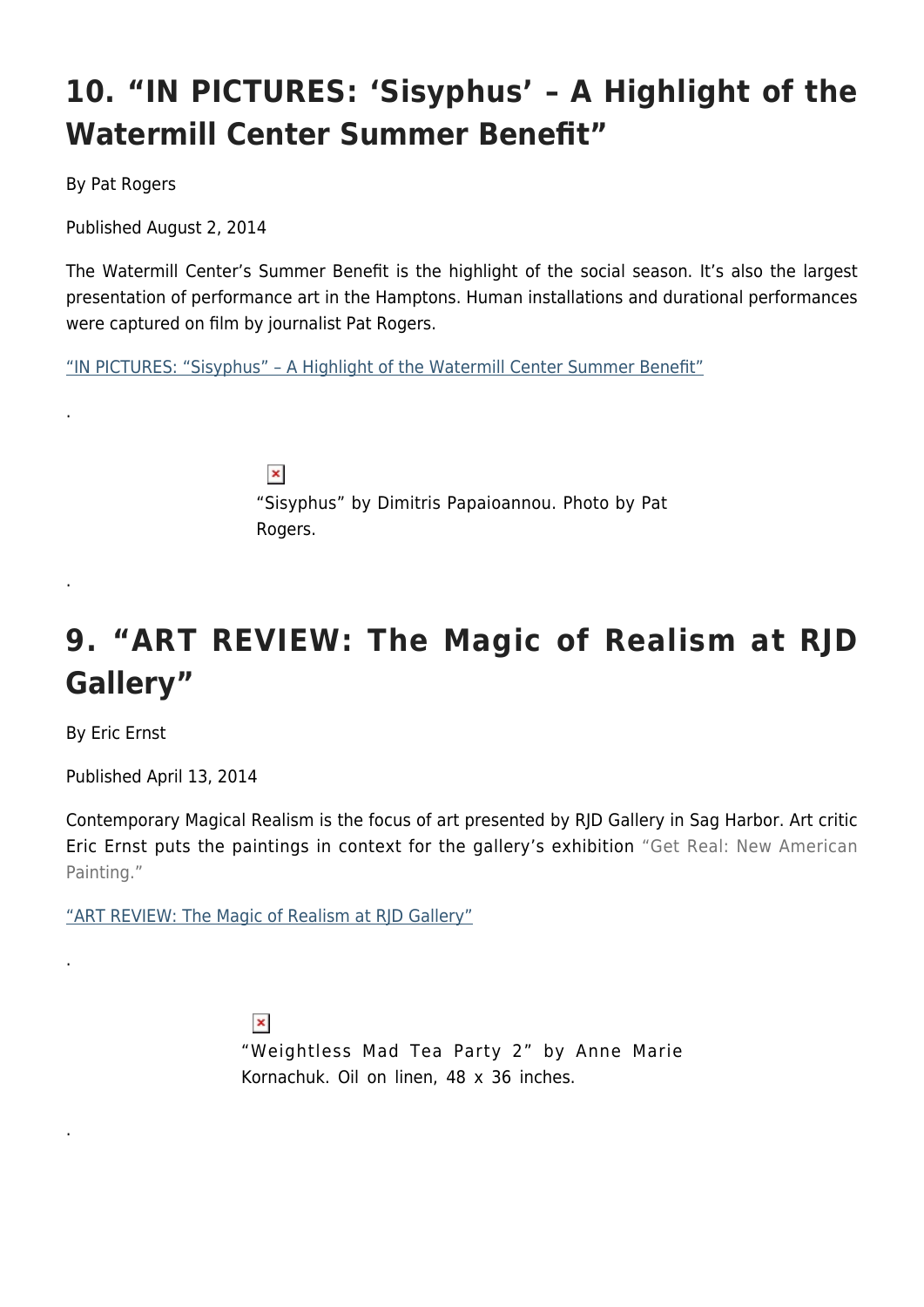## 10. “IN PICTURES: ‘Sisyphus’ – A Highlight of the Watermill Center Summer Benefit”

By Pat Rogers

Published August 2, 2014

The Watermill Center’s Summer Benefit is the highlight of the social season. It’s also the largest presentation of performance art in the Hamptons. Human installations and durational performances were captured on film by journalist Pat Rogers.

“IN PICTURES: “Sisyphus” – A Highlight of the Watermill Center Summer Benefit”

.

“Sisyphus” by Dimitris Papaioannou. Photo by Pat Rogers.

.

## 9. “ART REVIEW: The Magic of Realism at RJD Gallery”

By Eric Ernst

Published April 13, 2014

Contemporary Magical Realism is the focus of art presented by RJD Gallery in Sag Harbor. Art critic Eric Ernst puts the paintings in context for the gallery’s exhibition “Get Real: New American Painting.”

“ART REVIEW: The Magic of Realism at RJD Gallery”

.

“Weightless Mad Tea Party 2” by Anne Marie Kornachuk. Oil on linen, 48 x 36 inches.

.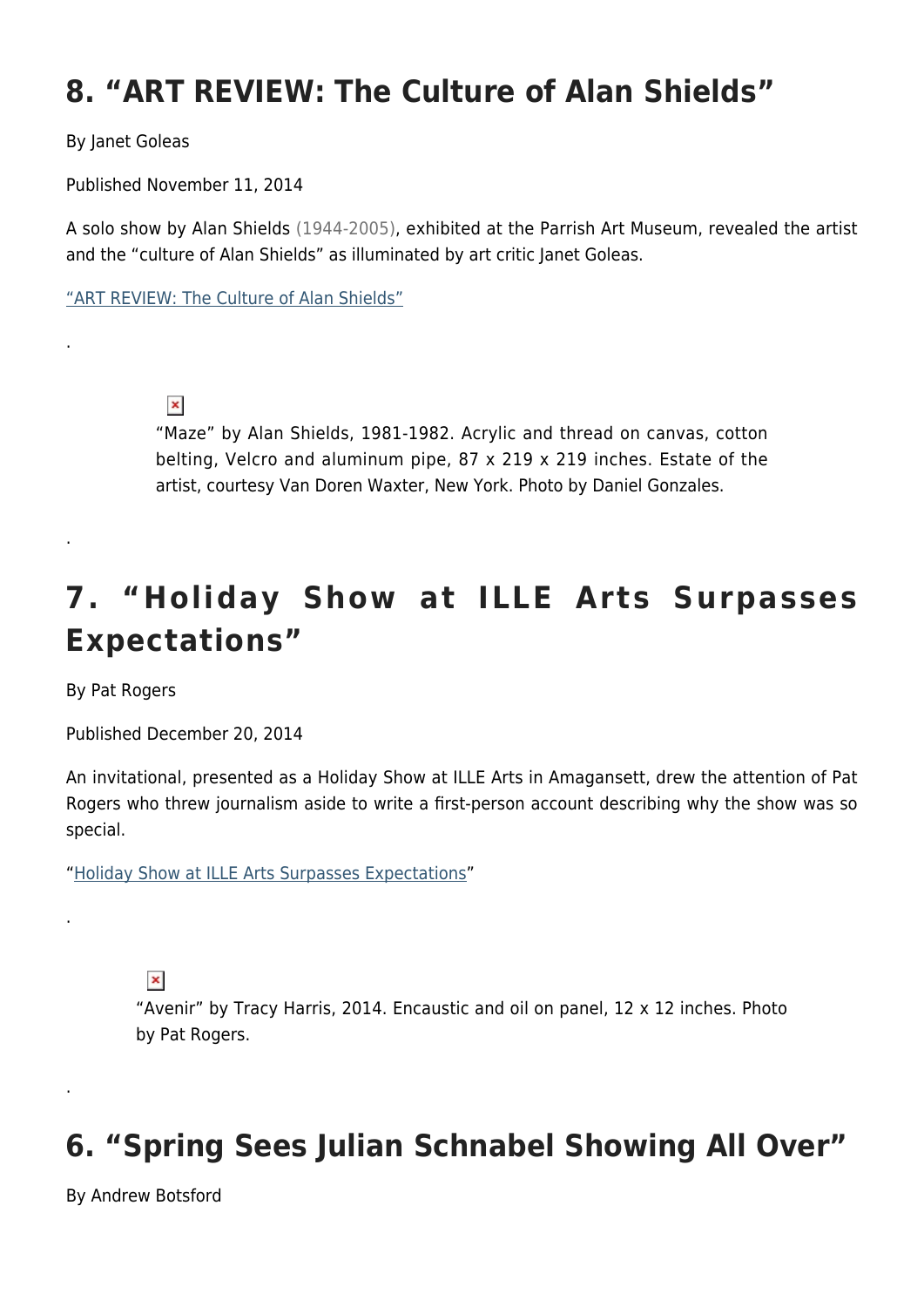## 8. "ART REVIEW: The Culture of Alan Shields"

By Janet Goleas

Published November 11, 2014

A solo show by Alan Shields (1944-2005), exhibited at the Parrish Art Museum, revealed the artist and the "culture of Alan Shields" as illuminated by art critic Janet Goleas.

"ART REVIEW: The Culture of Alan Shields"

.

"Maze" by Alan Shields, 1981-1982. Acrylic and thread on canvas, cotton belting, Velcro and aluminum pipe, 87 x 219 x 219 inches. Estate of the artist, courtesy Van Doren Waxter, New York. Photo by Daniel Gonzales.

.

## 7. "Holiday Show at ILLE Arts Surpasses Expectations"

By Pat Rogers

Published December 20, 2014

An invitational, presented as a Holiday Show at ILLE Arts in Amagansett, drew the attention of Pat Rogers who threw journalism aside to write a first-person account describing why the show was so special.

"Holiday Show at ILLE Arts Surpasses Expectations"

.

"Avenir" by Tracy Harris, 2014. Encaustic and oil on panel, 12 x 12 inches. Photo by Pat Rogers.

.

## 6. "Spring Sees Julian Schnabel Showing All Over"

By Andrew Botsford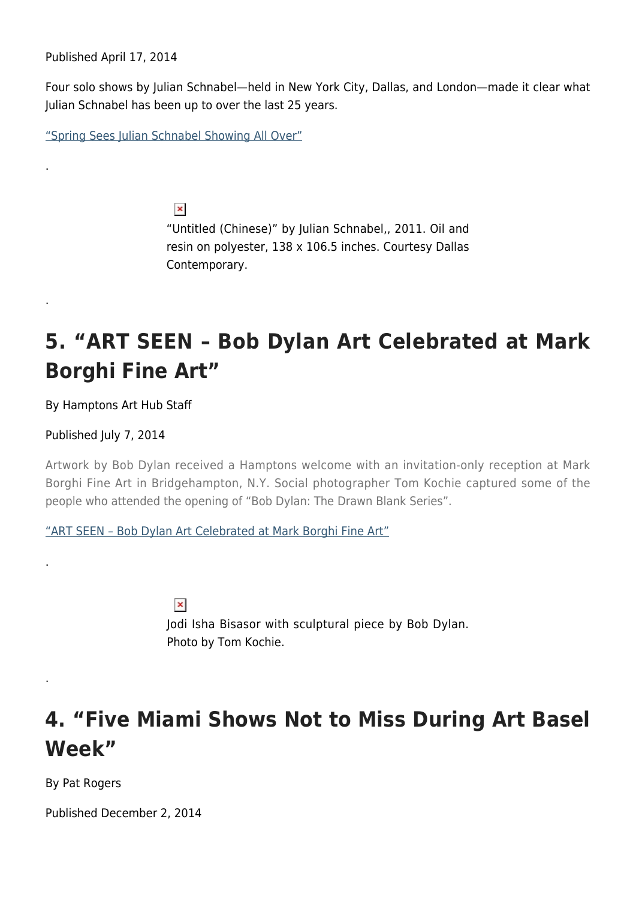Published April 17, 2014

Four solo shows by Julian Schnabel—held in New York City, Dallas, and London—made it clear what Julian Schnabel has been up to over the last 25 years.

"Spring Sees Julian Schnabel Showing All Over"

.

"Untitled (Chinese)" by Julian Schnabel,, 2011. Oil and resin on polyester, 138 x 106.5 inches. Courtesy Dallas Contemporary.

.

## 5. "ART SEEN – Bob Dylan Art Celebrated at Mark Borghi Fine Art"

By Hamptons Art Hub Staff

Published July 7, 2014

Artwork by Bob Dylan received a Hamptons welcome with an invitation-only reception at Mark Borghi Fine Art in Bridgehampton, N.Y. Social photographer Tom Kochie captured some of the people who attended the opening of "Bob Dylan: The Drawn Blank Series".

"ART SEEN – Bob Dylan Art Celebrated at Mark Borghi Fine Art"

.

Jodi Isha Bisasor with sculptural piece by Bob Dylan. Photo by Tom Kochie.

.

## 4. "Five Miami Shows Not to Miss During Art Basel Week"

By Pat Rogers

Published December 2, 2014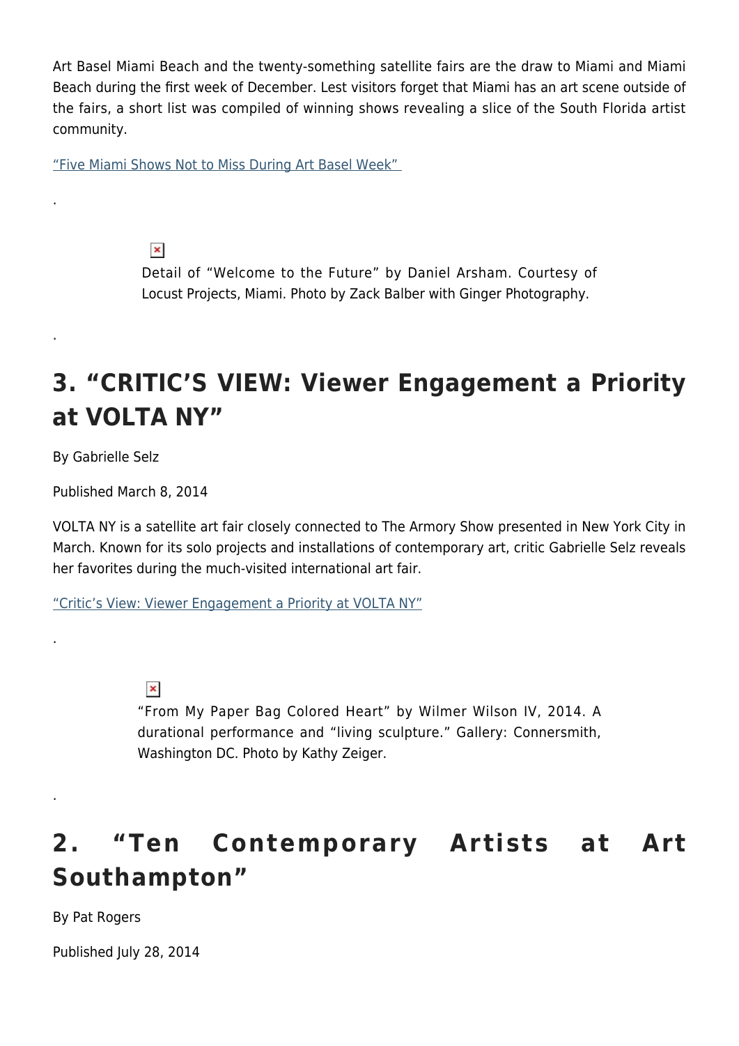Art Basel Miami Beach and the twenty-something satellite fairs are the draw to Miami and Miami Beach during the first week of December. Lest visitors forget that Miami has an art scene outside of the fairs, a short list was compiled of winning shows revealing a slice of the South Florida artist community.

[“Five Miami Shows Not to Miss During Art Basel Week”](#)

.

Detail of “Welcome to the Future” by Daniel Arsham. Courtesy of Locust Projects, Miami. Photo by Zack Balber with Ginger Photography.

.

## 3. “CRITIC’S VIEW: Viewer Engagement a Priority at VOLTA NY”

By Gabrielle Selz

Published March 8, 2014

VOLTA NY is a satellite art fair closely connected to The Armory Show presented in New York City in March. Known for its solo projects and installations of contemporary art, critic Gabrielle Selz reveals her favorites during the much-visited international art fair.

[“Critic’s View: Viewer Engagement a Priority at VOLTA NY”](#)

.

“From My Paper Bag Colored Heart” by Wilmer Wilson IV, 2014. A durational performance and “living sculpture.” Gallery: Connersmith, Washington DC. Photo by Kathy Zeiger.

.

## 2. “Ten Contemporary Artists at Art Southampton”

By Pat Rogers

Published July 28, 2014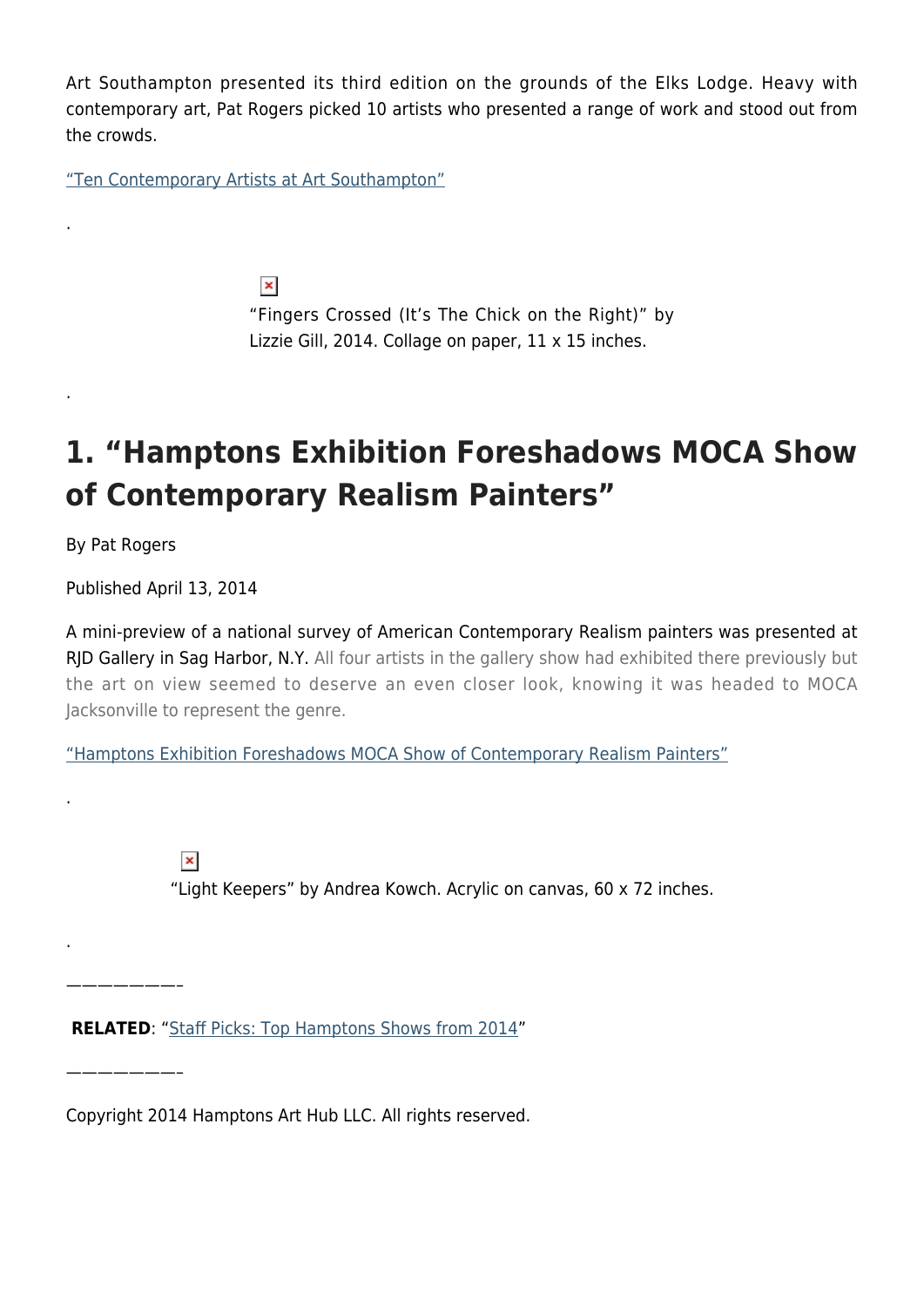Art Southampton presented its third edition on the grounds of the Elks Lodge. Heavy with contemporary art, Pat Rogers picked 10 artists who presented a range of work and stood out from the crowds.

“Ten Contemporary Artists at Art Southampton”

.

“Fingers Crossed (It’s The Chick on the Right)” by Lizzie Gill, 2014. Collage on paper, 11 x 15 inches.

.

## 1. “Hamptons Exhibition Foreshadows MOCA Show of Contemporary Realism Painters”

By Pat Rogers

Published April 13, 2014

A mini-preview of a national survey of American Contemporary Realism painters was presented at RJD Gallery in Sag Harbor, N.Y. All four artists in the gallery show had exhibited there previously but the art on view seemed to deserve an even closer look, knowing it was headed to MOCA Jacksonville to represent the genre.

“Hamptons Exhibition Foreshadows MOCA Show of Contemporary Realism Painters”

.

“Light Keepers” by Andrea Kowch. Acrylic on canvas, 60 x 72 inches.

.

—————–

**RELATED**: “Staff Picks: Top Hamptons Shows from 2014”

—————–

Copyright 2014 Hamptons Art Hub LLC. All rights reserved.